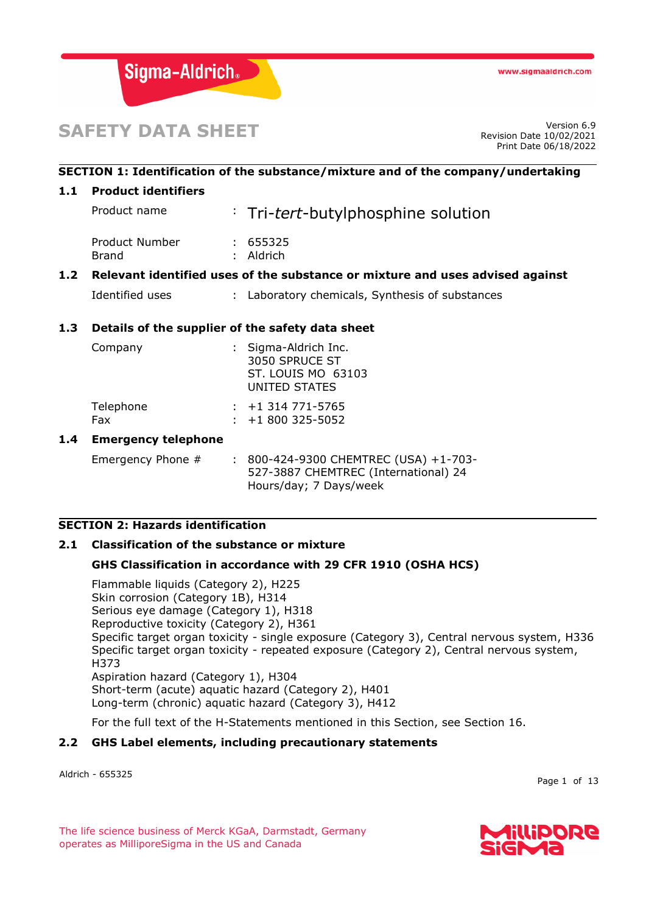# SAFETY DATA SHEET

Version 6.9
Revision Date 10/02/2021
Print Date 06/18/2022

## SECTION 1: Identification of the substance/mixture and of the company/undertaking

### 1.1 Product identifiers

Product name : Tri-*tert*-butylphosphine solution

Product Number : 655325
Brand : Aldrich

### 1.2 Relevant identified uses of the substance or mixture and uses advised against

Identified uses : Laboratory chemicals, Synthesis of substances

### 1.3 Details of the supplier of the safety data sheet

Company : Sigma-Aldrich Inc.
3050 SPRUCE ST
ST. LOUIS MO 63103
UNITED STATES

Telephone : +1 314 771-5765
Fax : +1 800 325-5052

### 1.4 Emergency telephone

Emergency Phone # : 800-424-9300 CHEMTREC (USA) +1-703-527-3887 CHEMTREC (International) 24 Hours/day; 7 Days/week

## SECTION 2: Hazards identification

### 2.1 Classification of the substance or mixture

**GHS Classification in accordance with 29 CFR 1910 (OSHA HCS)**

Flammable liquids (Category 2), H225
Skin corrosion (Category 1B), H314
Serious eye damage (Category 1), H318
Reproductive toxicity (Category 2), H361
Specific target organ toxicity - single exposure (Category 3), Central nervous system, H336
Specific target organ toxicity - repeated exposure (Category 2), Central nervous system, H373
Aspiration hazard (Category 1), H304
Short-term (acute) aquatic hazard (Category 2), H401
Long-term (chronic) aquatic hazard (Category 3), H412

For the full text of the H-Statements mentioned in this Section, see Section 16.

### 2.2 GHS Label elements, including precautionary statements

Aldrich - 655325

The life science business of Merck KGaA, Darmstadt, Germany operates as MilliporeSigma in the US and Canada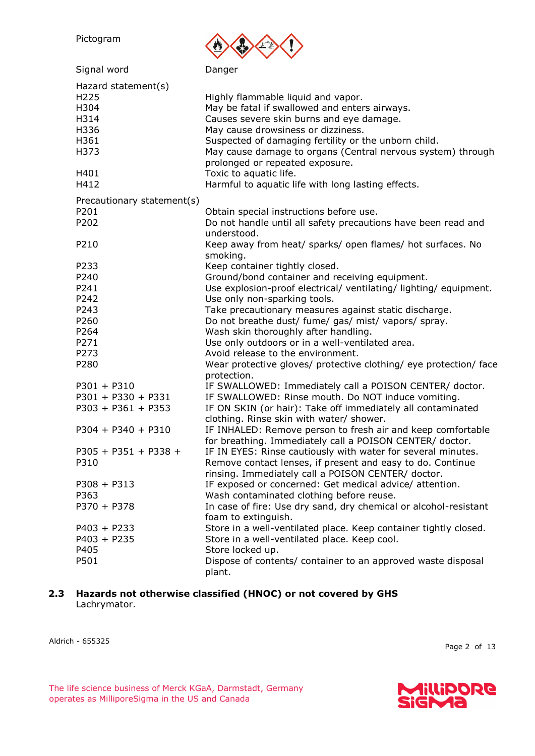| | |
|---|---|
| Pictogram | |
| Signal word | Danger |
| **Hazard statement(s)** | |
| H225 | Highly flammable liquid and vapor. |
| H304 | May be fatal if swallowed and enters airways. |
| H314 | Causes severe skin burns and eye damage. |
| H336 | May cause drowsiness or dizziness. |
| H361 | Suspected of damaging fertility or the unborn child. |
| H373 | May cause damage to organs (Central nervous system) through prolonged or repeated exposure. |
| H401 | Toxic to aquatic life. |
| H412 | Harmful to aquatic life with long lasting effects. |
| **Precautionary statement(s)** | |
| P201 | Obtain special instructions before use. |
| P202 | Do not handle until all safety precautions have been read and understood. |
| P210 | Keep away from heat/ sparks/ open flames/ hot surfaces. No smoking. |
| P233 | Keep container tightly closed. |
| P240 | Ground/bond container and receiving equipment. |
| P241 | Use explosion-proof electrical/ ventilating/ lighting/ equipment. |
| P242 | Use only non-sparking tools. |
| P243 | Take precautionary measures against static discharge. |
| P260 | Do not breathe dust/ fume/ gas/ mist/ vapors/ spray. |
| P264 | Wash skin thoroughly after handling. |
| P271 | Use only outdoors or in a well-ventilated area. |
| P273 | Avoid release to the environment. |
| P280 | Wear protective gloves/ protective clothing/ eye protection/ face protection. |
| P301 + P310 | IF SWALLOWED: Immediately call a POISON CENTER/ doctor. |
| P301 + P330 + P331 | IF SWALLOWED: Rinse mouth. Do NOT induce vomiting. |
| P303 + P361 + P353 | IF ON SKIN (or hair): Take off immediately all contaminated clothing. Rinse skin with water/ shower. |
| P304 + P340 + P310 | IF INHALED: Remove person to fresh air and keep comfortable for breathing. Immediately call a POISON CENTER/ doctor. |
| P305 + P351 + P338 + P310 | IF IN EYES: Rinse cautiously with water for several minutes. Remove contact lenses, if present and easy to do. Continue rinsing. Immediately call a POISON CENTER/ doctor. |
| P308 + P313 | IF exposed or concerned: Get medical advice/ attention. |
| P363 | Wash contaminated clothing before reuse. |
| P370 + P378 | In case of fire: Use dry sand, dry chemical or alcohol-resistant foam to extinguish. |
| P403 + P233 | Store in a well-ventilated place. Keep container tightly closed. |
| P403 + P235 | Store in a well-ventilated place. Keep cool. |
| P405 | Store locked up. |
| P501 | Dispose of contents/ container to an approved waste disposal plant. |

## 2.3 Hazards not otherwise classified (HNOC) or not covered by GHS

Lachrymator.

Aldrich - 655325

The life science business of Merck KGaA, Darmstadt, Germany operates as MilliporeSigma in the US and Canada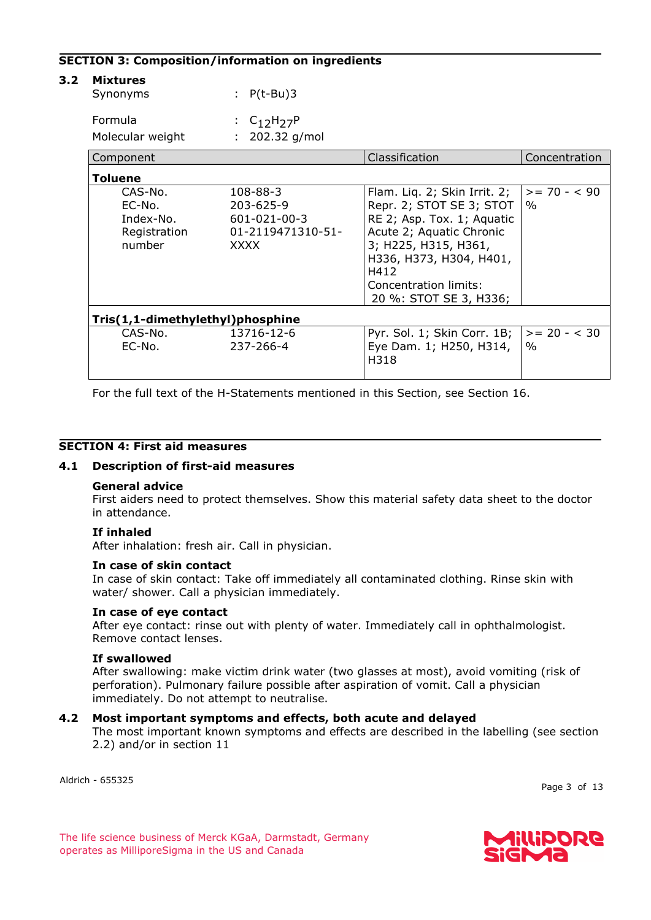## SECTION 3: Composition/information on ingredients

### 3.2 Mixtures

Synonyms : P(t-Bu)3

Formula : $C_{12}H_{27}P$

Molecular weight : 202.32 g/mol

| Component | | Classification | Concentration |
|---|---|---|---|
| **Toluene** | | | |
| CAS-No.<br>EC-No.<br>Index-No.<br>Registration number | 108-88-3<br>203-625-9<br>601-021-00-3<br>01-2119471310-51-XXXX | Flam. Liq. 2; Skin Irrit. 2; Repr. 2; STOT SE 3; STOT RE 2; Asp. Tox. 1; Aquatic Acute 2; Aquatic Chronic 3; H225, H315, H361, H336, H373, H304, H401, H412<br>Concentration limits:<br>20 %: STOT SE 3, H336; | >= 70 - < 90 % |
| **Tris(1,1-dimethylethyl)phosphine** | | | |
| CAS-No.<br>EC-No. | 13716-12-6<br>237-266-4 | Pyr. Sol. 1; Skin Corr. 1B; Eye Dam. 1; H250, H314, H318 | >= 20 - < 30 % |

For the full text of the H-Statements mentioned in this Section, see Section 16.

## SECTION 4: First aid measures

### 4.1 Description of first-aid measures

**General advice**
First aiders need to protect themselves. Show this material safety data sheet to the doctor in attendance.

**If inhaled**
After inhalation: fresh air. Call in physician.

**In case of skin contact**
In case of skin contact: Take off immediately all contaminated clothing. Rinse skin with water/ shower. Call a physician immediately.

**In case of eye contact**
After eye contact: rinse out with plenty of water. Immediately call in ophthalmologist. Remove contact lenses.

**If swallowed**
After swallowing: make victim drink water (two glasses at most), avoid vomiting (risk of perforation). Pulmonary failure possible after aspiration of vomit. Call a physician immediately. Do not attempt to neutralise.

### 4.2 Most important symptoms and effects, both acute and delayed

The most important known symptoms and effects are described in the labelling (see section 2.2) and/or in section 11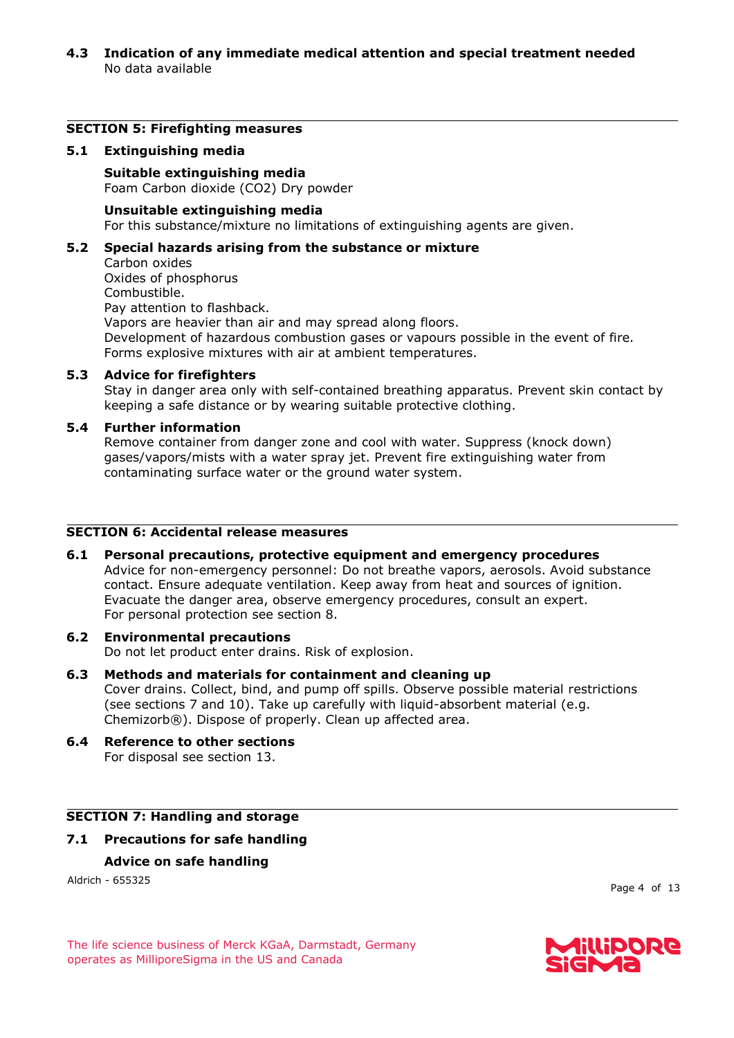**4.3 Indication of any immediate medical attention and special treatment needed**
No data available

## SECTION 5: Firefighting measures

**5.1 Extinguishing media**

**Suitable extinguishing media**
Foam Carbon dioxide ($CO_2$) Dry powder

**Unsuitable extinguishing media**
For this substance/mixture no limitations of extinguishing agents are given.

**5.2 Special hazards arising from the substance or mixture**
Carbon oxides
Oxides of phosphorus
Combustible.
Pay attention to flashback.
Vapors are heavier than air and may spread along floors.
Development of hazardous combustion gases or vapours possible in the event of fire.
Forms explosive mixtures with air at ambient temperatures.

**5.3 Advice for firefighters**
Stay in danger area only with self-contained breathing apparatus. Prevent skin contact by keeping a safe distance or by wearing suitable protective clothing.

**5.4 Further information**
Remove container from danger zone and cool with water. Suppress (knock down) gases/vapors/mists with a water spray jet. Prevent fire extinguishing water from contaminating surface water or the ground water system.

## SECTION 6: Accidental release measures

**6.1 Personal precautions, protective equipment and emergency procedures**
Advice for non-emergency personnel: Do not breathe vapors, aerosols. Avoid substance contact. Ensure adequate ventilation. Keep away from heat and sources of ignition. Evacuate the danger area, observe emergency procedures, consult an expert.
For personal protection see section 8.

**6.2 Environmental precautions**
Do not let product enter drains. Risk of explosion.

**6.3 Methods and materials for containment and cleaning up**
Cover drains. Collect, bind, and pump off spills. Observe possible material restrictions (see sections 7 and 10). Take up carefully with liquid-absorbent material (e.g. Chemizorb®). Dispose of properly. Clean up affected area.

**6.4 Reference to other sections**
For disposal see section 13.

## SECTION 7: Handling and storage

**7.1 Precautions for safe handling**

**Advice on safe handling**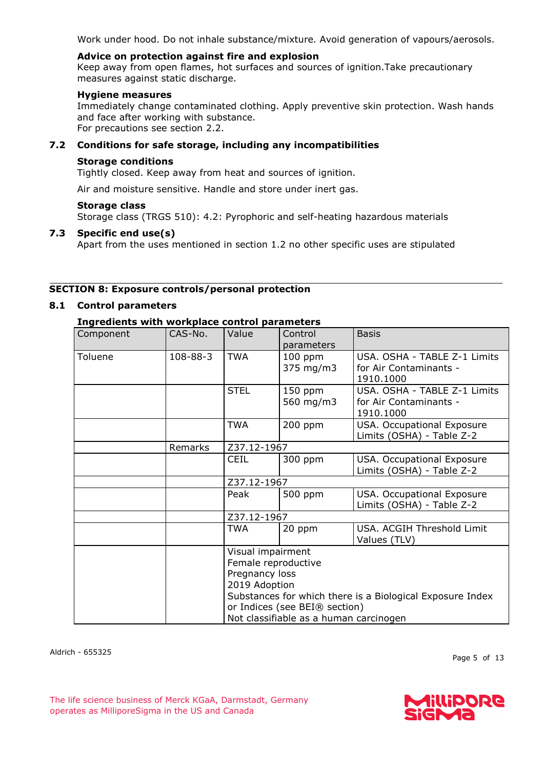Work under hood. Do not inhale substance/mixture. Avoid generation of vapours/aerosols.

**Advice on protection against fire and explosion**
Keep away from open flames, hot surfaces and sources of ignition.Take precautionary measures against static discharge.

**Hygiene measures**
Immediately change contaminated clothing. Apply preventive skin protection. Wash hands and face after working with substance.
For precautions see section 2.2.

## 7.2 Conditions for safe storage, including any incompatibilities

**Storage conditions**
Tightly closed. Keep away from heat and sources of ignition.

Air and moisture sensitive. Handle and store under inert gas.

**Storage class**
Storage class (TRGS 510): 4.2: Pyrophoric and self-heating hazardous materials

## 7.3 Specific end use(s)

Apart from the uses mentioned in section 1.2 no other specific uses are stipulated

# SECTION 8: Exposure controls/personal protection

## 8.1 Control parameters

**Ingredients with workplace control parameters**

| Component | CAS-No. | Value | Control parameters | Basis |
|---|---|---|---|---|
| Toluene | 108-88-3 | TWA | 100 ppm<br>375 mg/m3 | USA. OSHA - TABLE Z-1 Limits for Air Contaminants - 1910.1000 |
| | | STEL | 150 ppm<br>560 mg/m3 | USA. OSHA - TABLE Z-1 Limits for Air Contaminants - 1910.1000 |
| | | TWA | 200 ppm | USA. Occupational Exposure Limits (OSHA) - Table Z-2 |
| | Remarks | Z37.12-1967 | | |
| | | CEIL | 300 ppm | USA. Occupational Exposure Limits (OSHA) - Table Z-2 |
| | | Z37.12-1967 | | |
| | | Peak | 500 ppm | USA. Occupational Exposure Limits (OSHA) - Table Z-2 |
| | | Z37.12-1967 | | |
| | | TWA | 20 ppm | USA. ACGIH Threshold Limit Values (TLV) |
| | | Visual impairment<br>Female reproductive<br>Pregnancy loss<br>2019 Adoption<br>Substances for which there is a Biological Exposure Index or Indices (see BEI® section)<br>Not classifiable as a human carcinogen | | |

Aldrich - 655325

The life science business of Merck KGaA, Darmstadt, Germany operates as MilliporeSigma in the US and Canada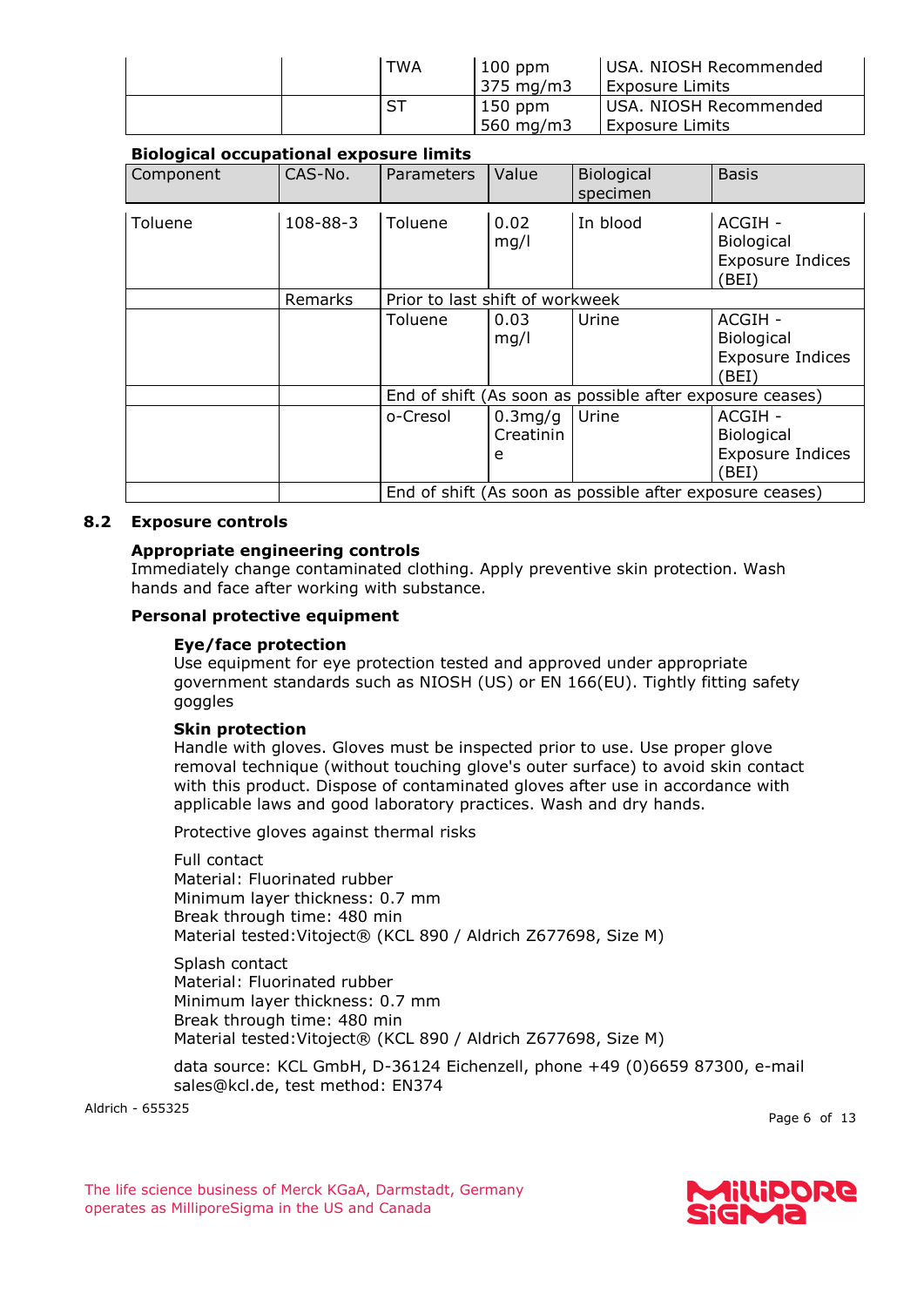| | | TWA | 100 ppm<br>375 mg/m3 | USA. NIOSH Recommended Exposure Limits |
|---|---|---|---|---|
| | | ST | 150 ppm<br>560 mg/m3 | USA. NIOSH Recommended Exposure Limits |

**Biological occupational exposure limits**

| Component | CAS-No. | Parameters | Value | Biological specimen | Basis |
|---|---|---|---|---|---|
| Toluene | 108-88-3 | Toluene | 0.02 mg/l | In blood | ACGIH - Biological Exposure Indices (BEI) |
| | Remarks | Prior to last shift of workweek | | | |
| | | Toluene | 0.03 mg/l | Urine | ACGIH - Biological Exposure Indices (BEI) |
| | | End of shift (As soon as possible after exposure ceases) | | | |
| | | o-Cresol | 0.3mg/g Creatinine | Urine | ACGIH - Biological Exposure Indices (BEI) |
| | | End of shift (As soon as possible after exposure ceases) | | | |

## 8.2 Exposure controls

**Appropriate engineering controls**

Immediately change contaminated clothing. Apply preventive skin protection. Wash hands and face after working with substance.

**Personal protective equipment**

**Eye/face protection**

Use equipment for eye protection tested and approved under appropriate government standards such as NIOSH (US) or EN 166(EU). Tightly fitting safety goggles

**Skin protection**

Handle with gloves. Gloves must be inspected prior to use. Use proper glove removal technique (without touching glove's outer surface) to avoid skin contact with this product. Dispose of contaminated gloves after use in accordance with applicable laws and good laboratory practices. Wash and dry hands.

Protective gloves against thermal risks

Full contact
Material: Fluorinated rubber
Minimum layer thickness: 0.7 mm
Break through time: 480 min
Material tested:Vitoject® (KCL 890 / Aldrich Z677698, Size M)

Splash contact
Material: Fluorinated rubber
Minimum layer thickness: 0.7 mm
Break through time: 480 min
Material tested:Vitoject® (KCL 890 / Aldrich Z677698, Size M)

data source: KCL GmbH, D-36124 Eichenzell, phone +49 (0)6659 87300, e-mail sales@kcl.de, test method: EN374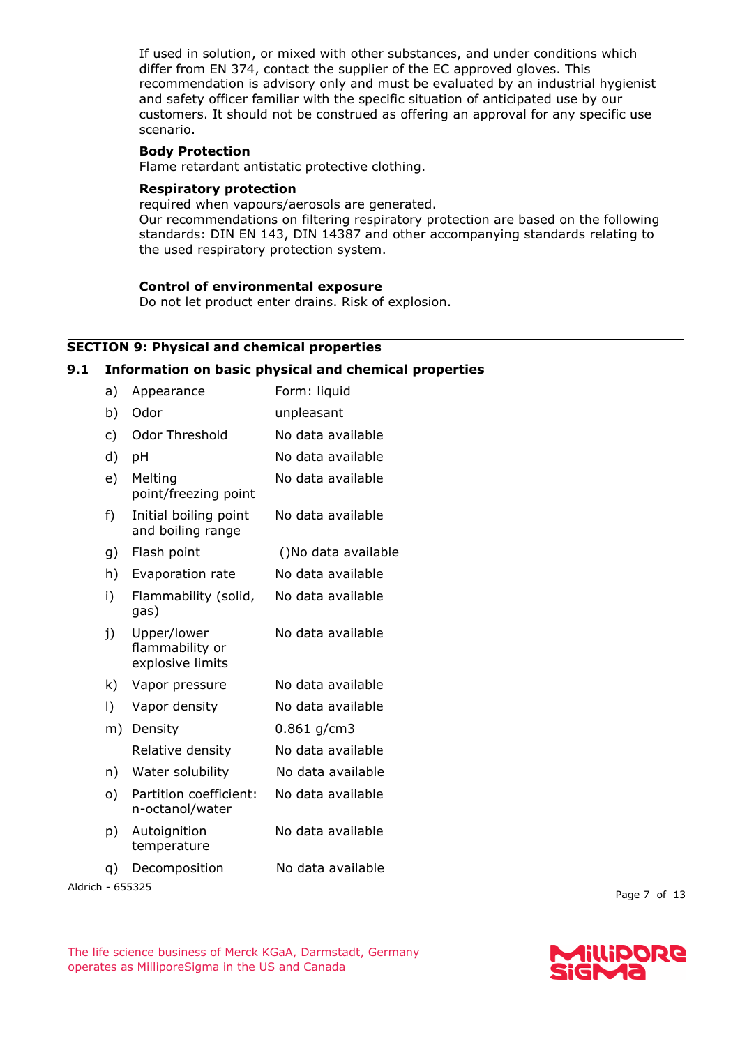If used in solution, or mixed with other substances, and under conditions which differ from EN 374, contact the supplier of the EC approved gloves. This recommendation is advisory only and must be evaluated by an industrial hygienist and safety officer familiar with the specific situation of anticipated use by our customers. It should not be construed as offering an approval for any specific use scenario.

**Body Protection**
Flame retardant antistatic protective clothing.

**Respiratory protection**
required when vapours/aerosols are generated.
Our recommendations on filtering respiratory protection are based on the following standards: DIN EN 143, DIN 14387 and other accompanying standards relating to the used respiratory protection system.

**Control of environmental exposure**
Do not let product enter drains. Risk of explosion.

## SECTION 9: Physical and chemical properties

### 9.1 Information on basic physical and chemical properties

| | | |
|---|---|---|
| a) | Appearance | Form: liquid |
| b) | Odor | unpleasant |
| c) | Odor Threshold | No data available |
| d) | pH | No data available |
| e) | Melting point/freezing point | No data available |
| f) | Initial boiling point and boiling range | No data available |
| g) | Flash point | ()No data available |
| h) | Evaporation rate | No data available |
| i) | Flammability (solid, gas) | No data available |
| j) | Upper/lower flammability or explosive limits | No data available |
| k) | Vapor pressure | No data available |
| l) | Vapor density | No data available |
| m) | Density | 0.861 g/cm3 |
| | Relative density | No data available |
| n) | Water solubility | No data available |
| o) | Partition coefficient: n-octanol/water | No data available |
| p) | Autoignition temperature | No data available |
| q) | Decomposition | No data available |

Aldrich - 655325

The life science business of Merck KGaA, Darmstadt, Germany operates as MilliporeSigma in the US and Canada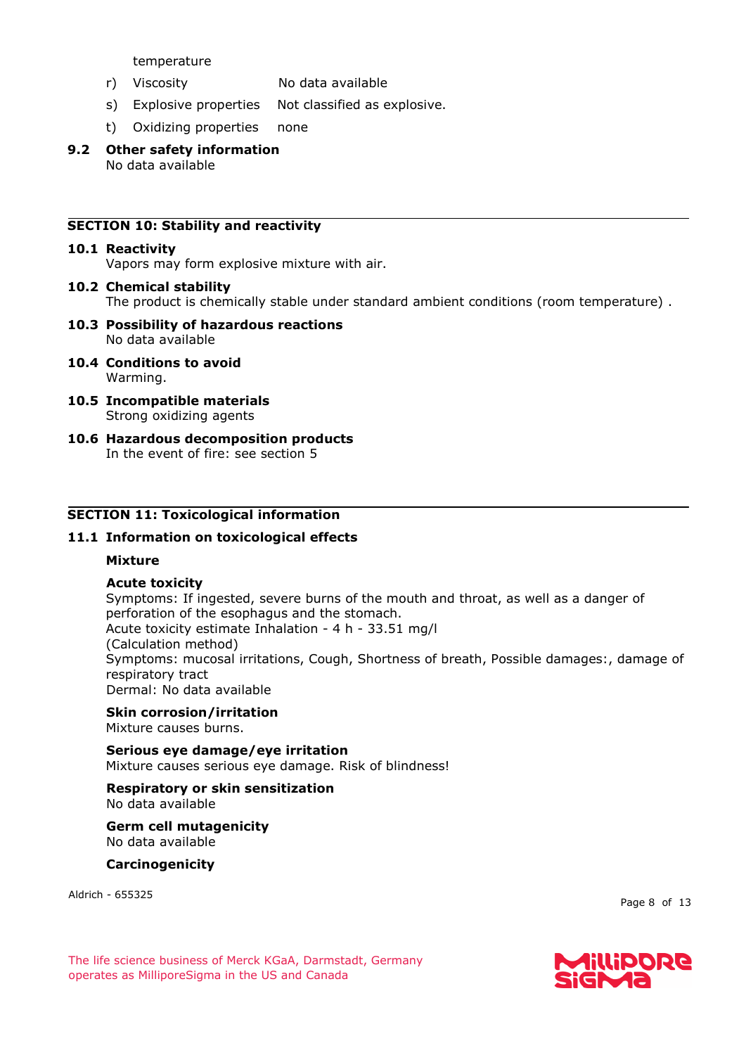temperature

r) Viscosity No data available

s) Explosive properties Not classified as explosive.

t) Oxidizing properties none

**9.2 Other safety information**
No data available

## SECTION 10: Stability and reactivity

**10.1 Reactivity**
Vapors may form explosive mixture with air.

**10.2 Chemical stability**
The product is chemically stable under standard ambient conditions (room temperature) .

**10.3 Possibility of hazardous reactions**
No data available

**10.4 Conditions to avoid**
Warming.

**10.5 Incompatible materials**
Strong oxidizing agents

**10.6 Hazardous decomposition products**
In the event of fire: see section 5

## SECTION 11: Toxicological information

**11.1 Information on toxicological effects**

**Mixture**

**Acute toxicity**
Symptoms: If ingested, severe burns of the mouth and throat, as well as a danger of perforation of the esophagus and the stomach.
Acute toxicity estimate Inhalation - 4 h - 33.51 mg/l
(Calculation method)
Symptoms: mucosal irritations, Cough, Shortness of breath, Possible damages:, damage of respiratory tract
Dermal: No data available

**Skin corrosion/irritation**
Mixture causes burns.

**Serious eye damage/eye irritation**
Mixture causes serious eye damage. Risk of blindness!

**Respiratory or skin sensitization**
No data available

**Germ cell mutagenicity**
No data available

**Carcinogenicity**

Aldrich - 655325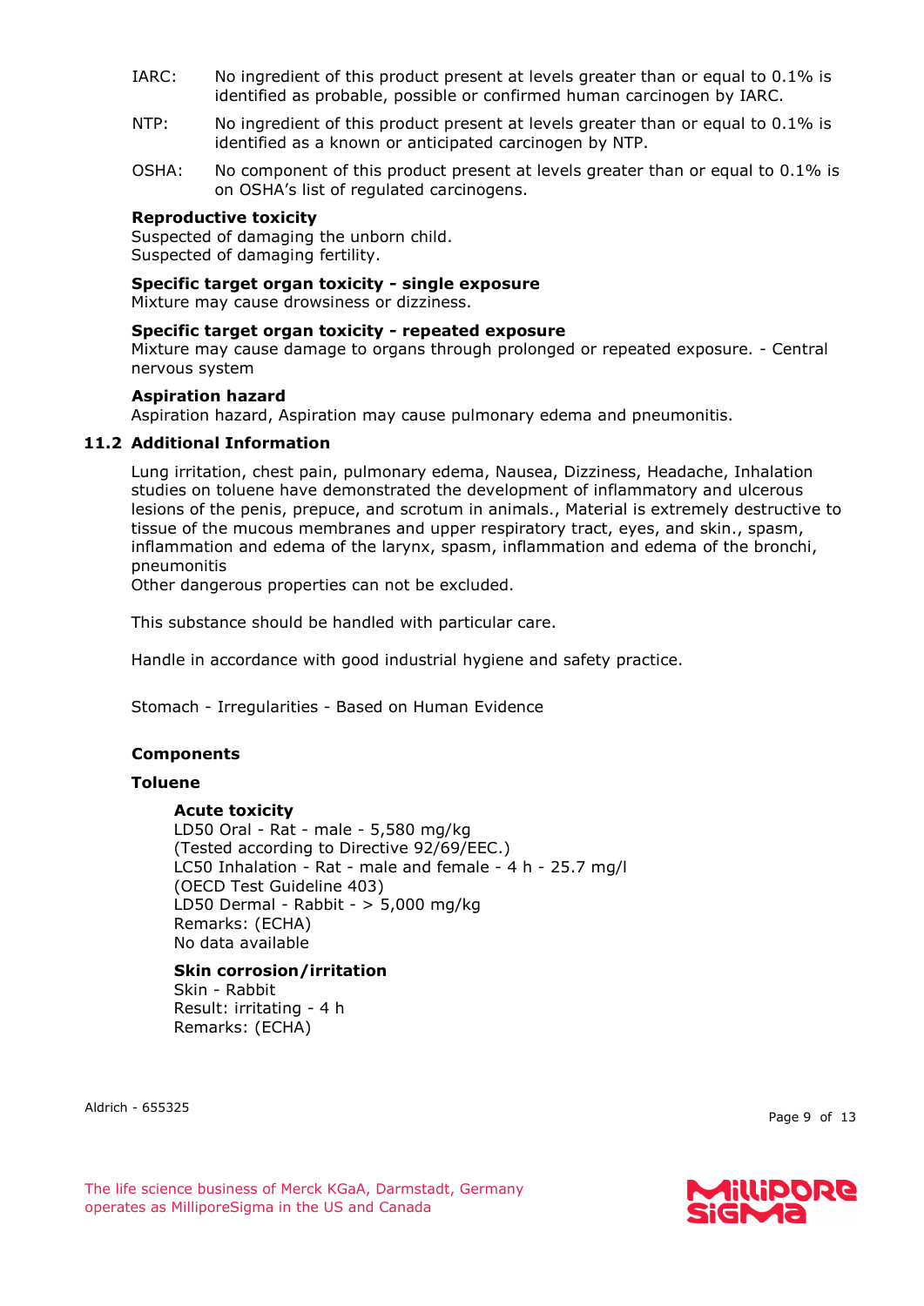IARC: No ingredient of this product present at levels greater than or equal to 0.1% is identified as probable, possible or confirmed human carcinogen by IARC.

NTP: No ingredient of this product present at levels greater than or equal to 0.1% is identified as a known or anticipated carcinogen by NTP.

OSHA: No component of this product present at levels greater than or equal to 0.1% is on OSHA's list of regulated carcinogens.

**Reproductive toxicity**
Suspected of damaging the unborn child.
Suspected of damaging fertility.

**Specific target organ toxicity - single exposure**
Mixture may cause drowsiness or dizziness.

**Specific target organ toxicity - repeated exposure**
Mixture may cause damage to organs through prolonged or repeated exposure. - Central nervous system

**Aspiration hazard**
Aspiration hazard, Aspiration may cause pulmonary edema and pneumonitis.

## 11.2 Additional Information

Lung irritation, chest pain, pulmonary edema, Nausea, Dizziness, Headache, Inhalation studies on toluene have demonstrated the development of inflammatory and ulcerous lesions of the penis, prepuce, and scrotum in animals., Material is extremely destructive to tissue of the mucous membranes and upper respiratory tract, eyes, and skin., spasm, inflammation and edema of the larynx, spasm, inflammation and edema of the bronchi, pneumonitis
Other dangerous properties can not be excluded.

This substance should be handled with particular care.

Handle in accordance with good industrial hygiene and safety practice.

Stomach - Irregularities - Based on Human Evidence

**Components**

**Toluene**

**Acute toxicity**
LD50 Oral - Rat - male - 5,580 mg/kg
(Tested according to Directive 92/69/EEC.)
LC50 Inhalation - Rat - male and female - 4 h - 25.7 mg/l
(OECD Test Guideline 403)
LD50 Dermal - Rabbit - > 5,000 mg/kg
Remarks: (ECHA)
No data available

**Skin corrosion/irritation**
Skin - Rabbit
Result: irritating - 4 h
Remarks: (ECHA)

Aldrich - 655325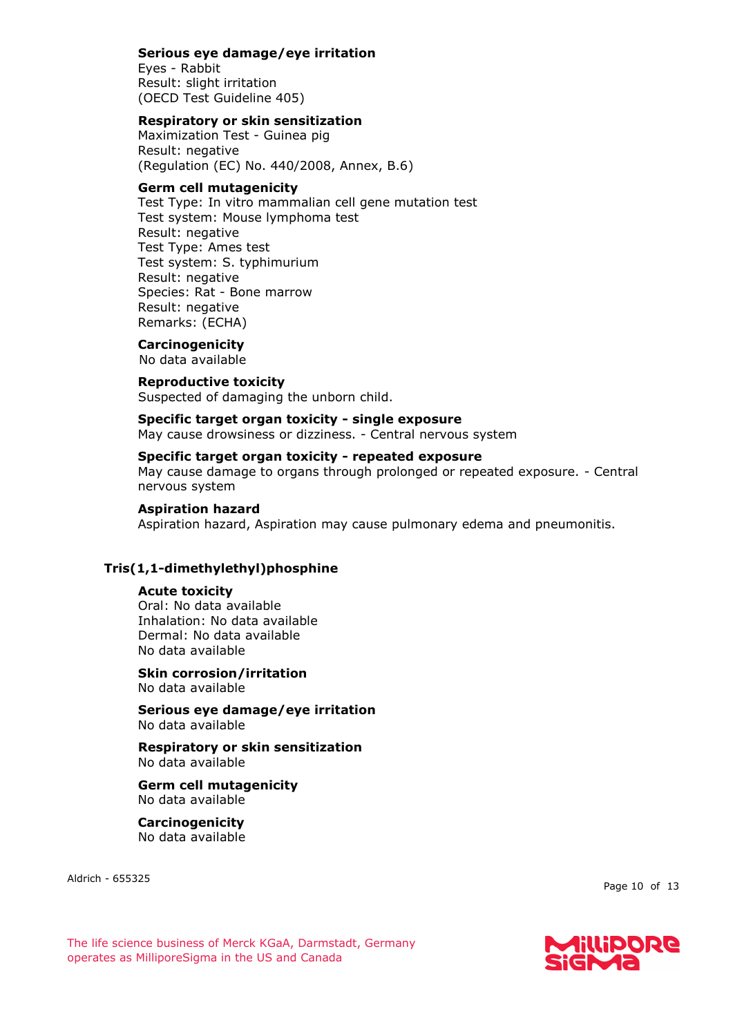**Serious eye damage/eye irritation**
Eyes - Rabbit
Result: slight irritation
(OECD Test Guideline 405)

**Respiratory or skin sensitization**
Maximization Test - Guinea pig
Result: negative
(Regulation (EC) No. 440/2008, Annex, B.6)

**Germ cell mutagenicity**
Test Type: In vitro mammalian cell gene mutation test
Test system: Mouse lymphoma test
Result: negative
Test Type: Ames test
Test system: S. typhimurium
Result: negative
Species: Rat - Bone marrow
Result: negative
Remarks: (ECHA)

**Carcinogenicity**
No data available

**Reproductive toxicity**
Suspected of damaging the unborn child.

**Specific target organ toxicity - single exposure**
May cause drowsiness or dizziness. - Central nervous system

**Specific target organ toxicity - repeated exposure**
May cause damage to organs through prolonged or repeated exposure. - Central nervous system

**Aspiration hazard**
Aspiration hazard, Aspiration may cause pulmonary edema and pneumonitis.

### Tris(1,1-dimethylethyl)phosphine

**Acute toxicity**
Oral: No data available
Inhalation: No data available
Dermal: No data available
No data available

**Skin corrosion/irritation**
No data available

**Serious eye damage/eye irritation**
No data available

**Respiratory or skin sensitization**
No data available

**Germ cell mutagenicity**
No data available

**Carcinogenicity**
No data available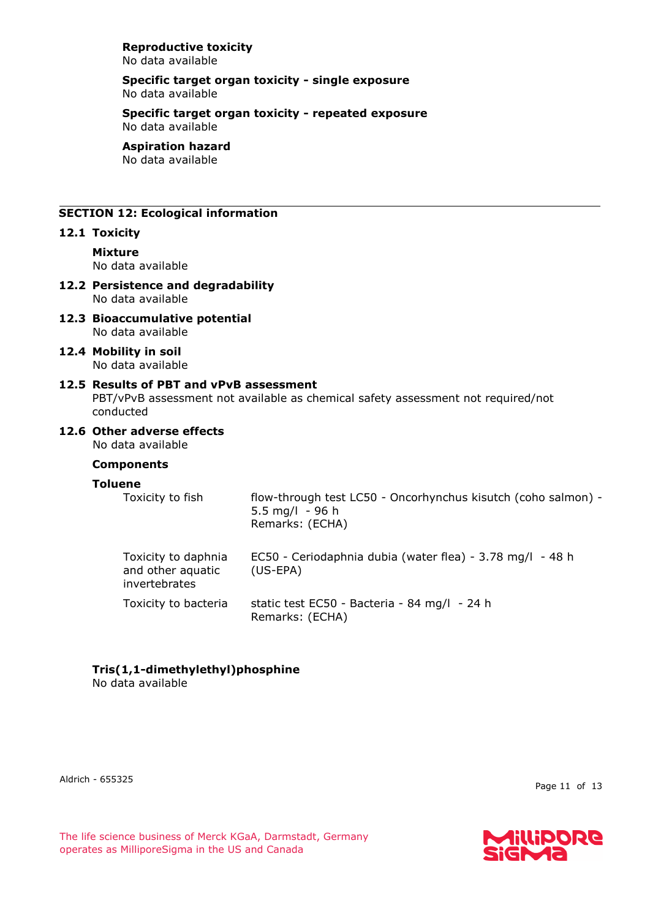**Reproductive toxicity**
No data available

**Specific target organ toxicity - single exposure**
No data available

**Specific target organ toxicity - repeated exposure**
No data available

**Aspiration hazard**
No data available

## SECTION 12: Ecological information

### 12.1 Toxicity

**Mixture**
No data available

### 12.2 Persistence and degradability
No data available

### 12.3 Bioaccumulative potential
No data available

### 12.4 Mobility in soil
No data available

### 12.5 Results of PBT and vPvB assessment
PBT/vPvB assessment not available as chemical safety assessment not required/not conducted

### 12.6 Other adverse effects
No data available

**Components**

**Toluene**

| | |
|---|---|
| Toxicity to fish | flow-through test LC50 - Oncorhynchus kisutch (coho salmon) - 5.5 mg/l - 96 h<br>Remarks: (ECHA) |
| Toxicity to daphnia and other aquatic invertebrates | EC50 - Ceriodaphnia dubia (water flea) - 3.78 mg/l - 48 h<br>(US-EPA) |
| Toxicity to bacteria | static test EC50 - Bacteria - 84 mg/l - 24 h<br>Remarks: (ECHA) |

**Tris(1,1-dimethylethyl)phosphine**
No data available

Aldrich - 655325

The life science business of Merck KGaA, Darmstadt, Germany operates as MilliporeSigma in the US and Canada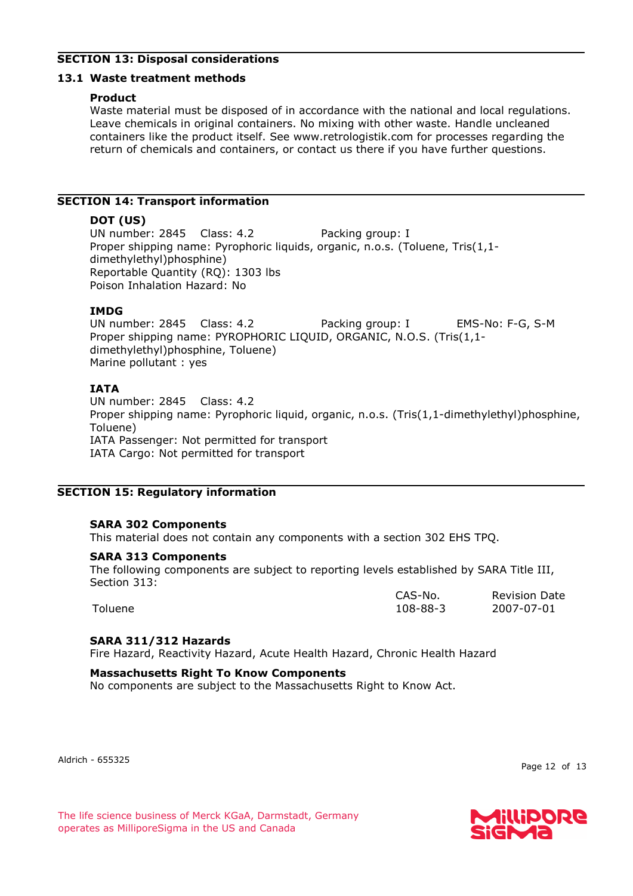## SECTION 13: Disposal considerations

### 13.1 Waste treatment methods

**Product**

Waste material must be disposed of in accordance with the national and local regulations. Leave chemicals in original containers. No mixing with other waste. Handle uncleaned containers like the product itself. See www.retrologistik.com for processes regarding the return of chemicals and containers, or contact us there if you have further questions.

## SECTION 14: Transport information

**DOT (US)**

UN number: 2845 Class: 4.2 Packing group: I

Proper shipping name: Pyrophoric liquids, organic, n.o.s. (Toluene, Tris(1,1-dimethylethyl)phosphine)

Reportable Quantity (RQ): 1303 lbs

Poison Inhalation Hazard: No

**IMDG**

UN number: 2845 Class: 4.2 Packing group: I EMS-No: F-G, S-M

Proper shipping name: PYROPHORIC LIQUID, ORGANIC, N.O.S. (Tris(1,1-dimethylethyl)phosphine, Toluene)

Marine pollutant : yes

**IATA**

UN number: 2845 Class: 4.2

Proper shipping name: Pyrophoric liquid, organic, n.o.s. (Tris(1,1-dimethylethyl)phosphine, Toluene)

IATA Passenger: Not permitted for transport

IATA Cargo: Not permitted for transport

## SECTION 15: Regulatory information

**SARA 302 Components**

This material does not contain any components with a section 302 EHS TPQ.

**SARA 313 Components**

The following components are subject to reporting levels established by SARA Title III, Section 313:

| | CAS-No. | Revision Date |
|---|---|---|
| Toluene | 108-88-3 | 2007-07-01 |

**SARA 311/312 Hazards**

Fire Hazard, Reactivity Hazard, Acute Health Hazard, Chronic Health Hazard

**Massachusetts Right To Know Components**

No components are subject to the Massachusetts Right to Know Act.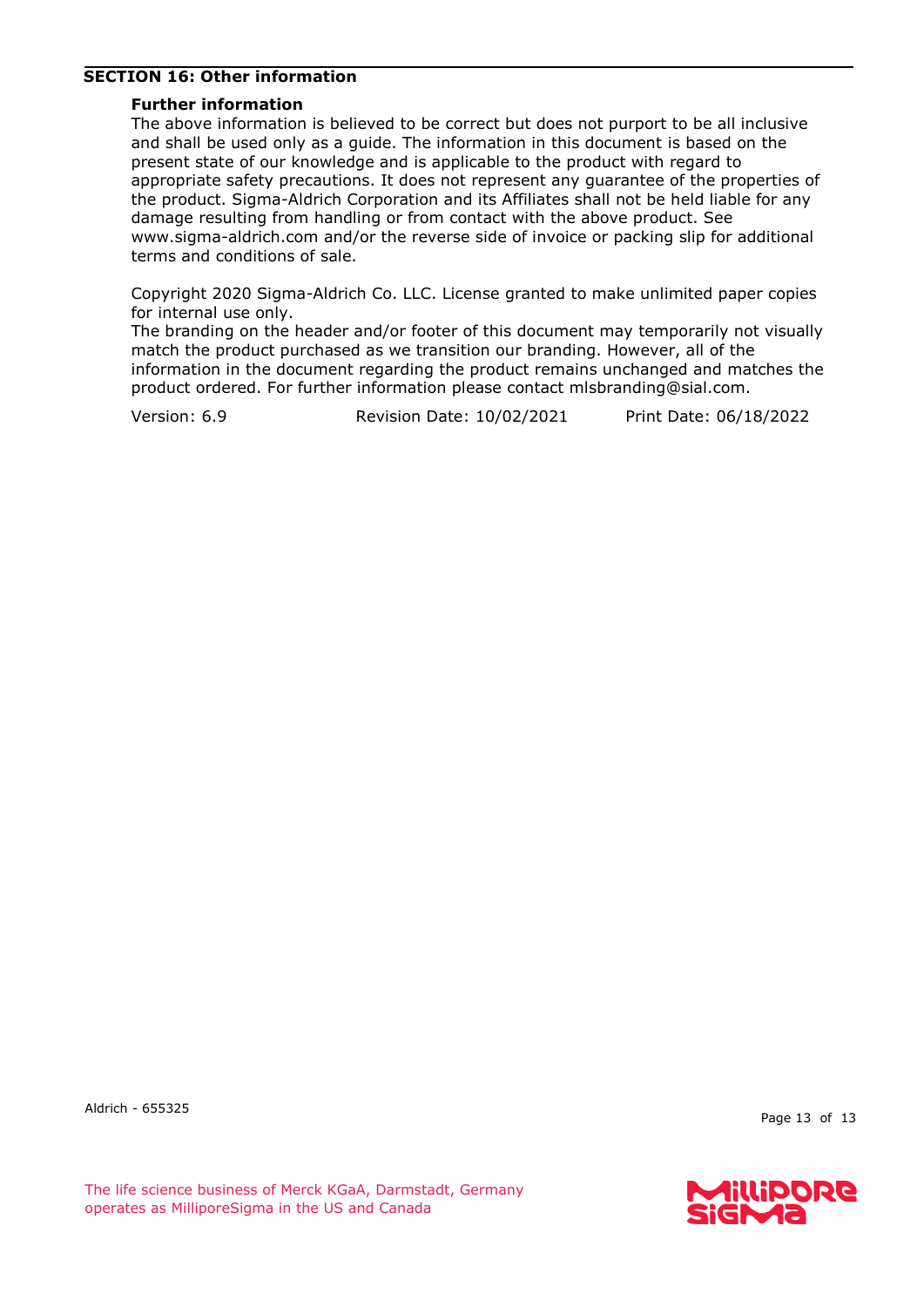## SECTION 16: Other information

### Further information

The above information is believed to be correct but does not purport to be all inclusive and shall be used only as a guide. The information in this document is based on the present state of our knowledge and is applicable to the product with regard to appropriate safety precautions. It does not represent any guarantee of the properties of the product. Sigma-Aldrich Corporation and its Affiliates shall not be held liable for any damage resulting from handling or from contact with the above product. See www.sigma-aldrich.com and/or the reverse side of invoice or packing slip for additional terms and conditions of sale.

Copyright 2020 Sigma-Aldrich Co. LLC. License granted to make unlimited paper copies for internal use only.
The branding on the header and/or footer of this document may temporarily not visually match the product purchased as we transition our branding. However, all of the information in the document regarding the product remains unchanged and matches the product ordered. For further information please contact mlsbranding@sial.com.

Version: 6.9 Revision Date: 10/02/2021 Print Date: 06/18/2022